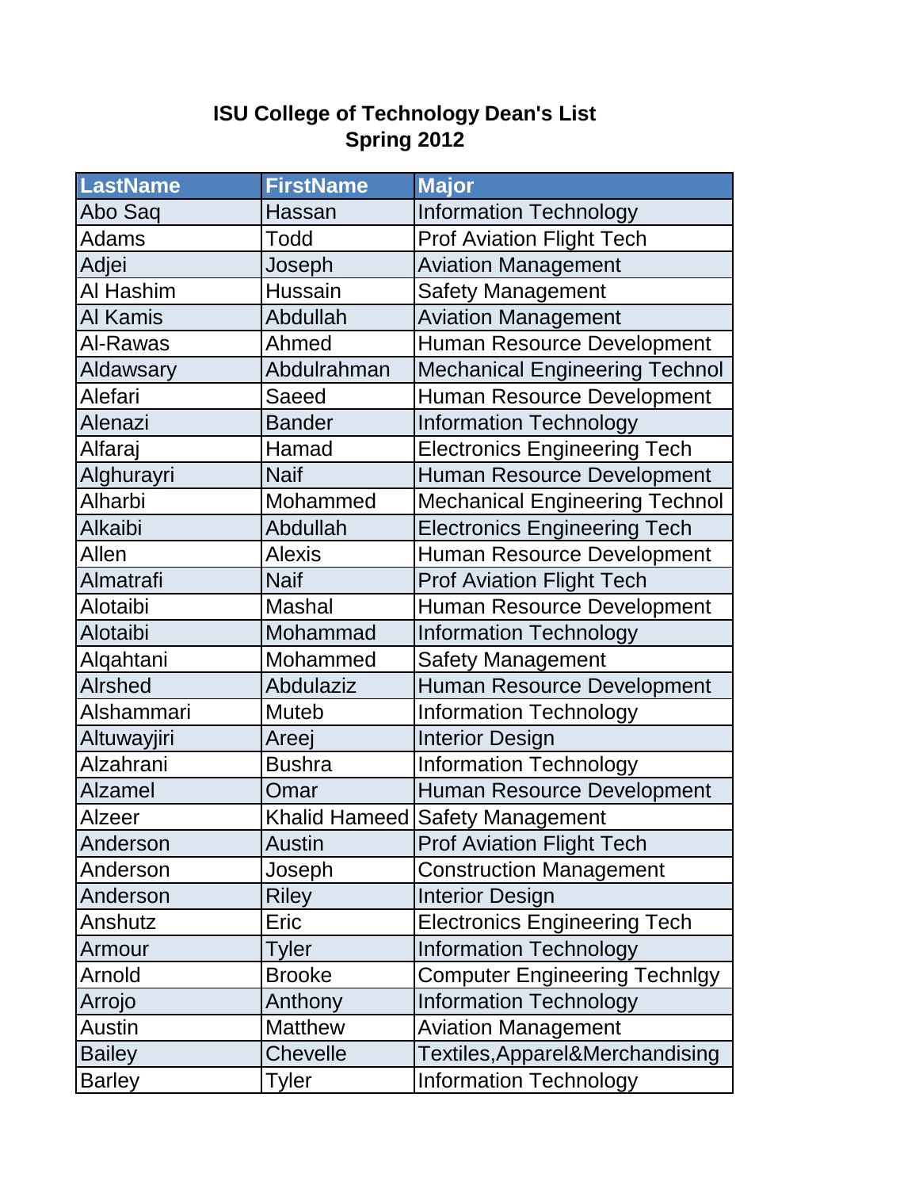# ISU College of Technology Dean's List
## Spring 2012

| LastName | FirstName | Major |
|---|---|---|
| Abo Saq | Hassan | Information Technology |
| Adams | Todd | Prof Aviation Flight Tech |
| Adjei | Joseph | Aviation Management |
| Al Hashim | Hussain | Safety Management |
| Al Kamis | Abdullah | Aviation Management |
| Al-Rawas | Ahmed | Human Resource Development |
| Aldawsary | Abdulrahman | Mechanical Engineering Technol |
| Alefari | Saeed | Human Resource Development |
| Alenazi | Bander | Information Technology |
| Alfaraj | Hamad | Electronics Engineering Tech |
| Alghurayri | Naif | Human Resource Development |
| Alharbi | Mohammed | Mechanical Engineering Technol |
| Alkaibi | Abdullah | Electronics Engineering Tech |
| Allen | Alexis | Human Resource Development |
| Almatrafi | Naif | Prof Aviation Flight Tech |
| Alotaibi | Mashal | Human Resource Development |
| Alotaibi | Mohammad | Information Technology |
| Alqahtani | Mohammed | Safety Management |
| Alrshed | Abdulaziz | Human Resource Development |
| Alshammari | Muteb | Information Technology |
| Altuwayjiri | Areej | Interior Design |
| Alzahrani | Bushra | Information Technology |
| Alzamel | Omar | Human Resource Development |
| Alzeer | Khalid Hameed | Safety Management |
| Anderson | Austin | Prof Aviation Flight Tech |
| Anderson | Joseph | Construction Management |
| Anderson | Riley | Interior Design |
| Anshutz | Eric | Electronics Engineering Tech |
| Armour | Tyler | Information Technology |
| Arnold | Brooke | Computer Engineering Technlgy |
| Arrojo | Anthony | Information Technology |
| Austin | Matthew | Aviation Management |
| Bailey | Chevelle | Textiles,Apparel&Merchandising |
| Barley | Tyler | Information Technology |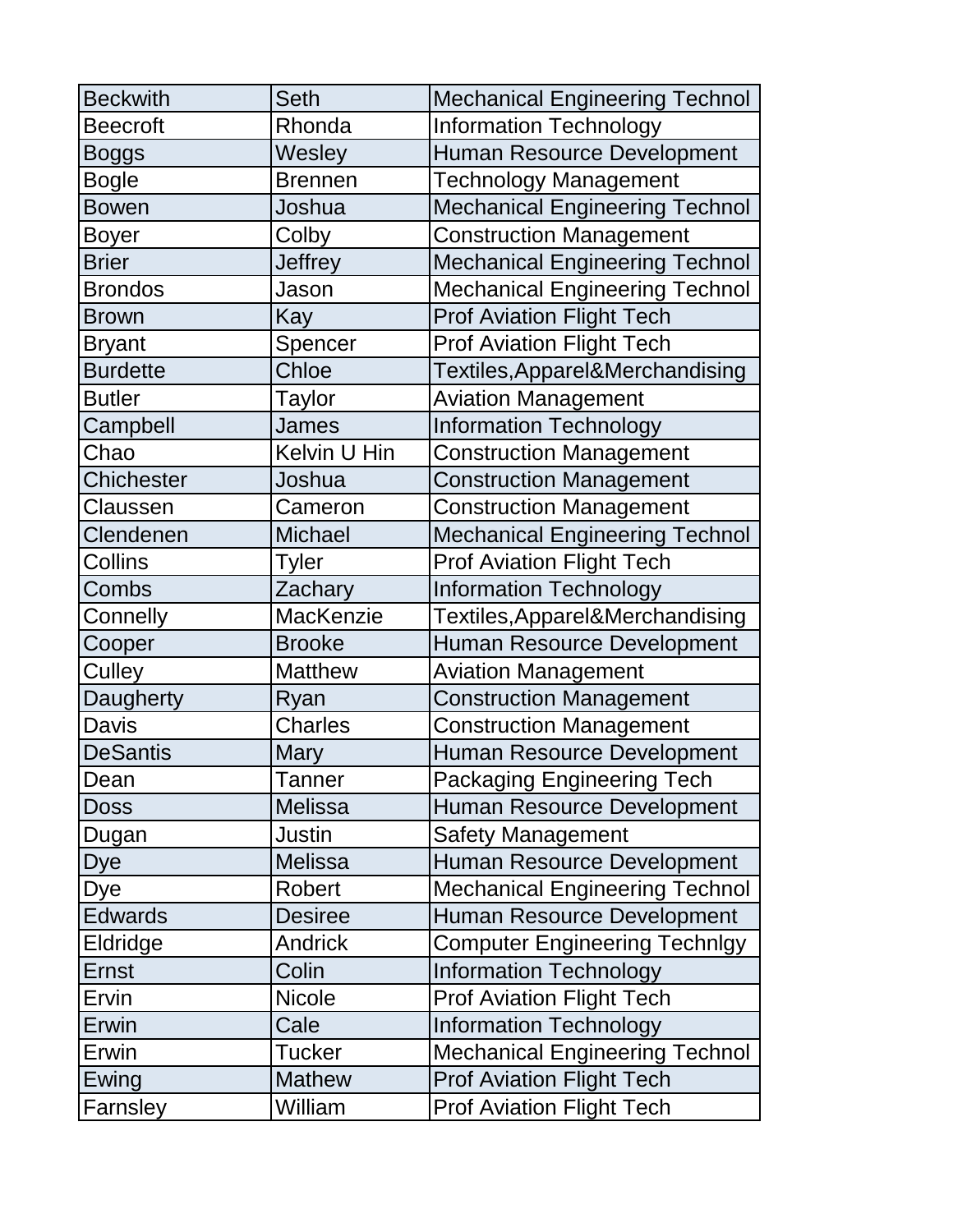| Beckwith | Seth | Mechanical Engineering Technol |
|---|---|---|
| Beecroft | Rhonda | Information Technology |
| Boggs | Wesley | Human Resource Development |
| Bogle | Brennen | Technology Management |
| Bowen | Joshua | Mechanical Engineering Technol |
| Boyer | Colby | Construction Management |
| Brier | Jeffrey | Mechanical Engineering Technol |
| Brondos | Jason | Mechanical Engineering Technol |
| Brown | Kay | Prof Aviation Flight Tech |
| Bryant | Spencer | Prof Aviation Flight Tech |
| Burdette | Chloe | Textiles,Apparel&Merchandising |
| Butler | Taylor | Aviation Management |
| Campbell | James | Information Technology |
| Chao | Kelvin U Hin | Construction Management |
| Chichester | Joshua | Construction Management |
| Claussen | Cameron | Construction Management |
| Clendenen | Michael | Mechanical Engineering Technol |
| Collins | Tyler | Prof Aviation Flight Tech |
| Combs | Zachary | Information Technology |
| Connelly | MacKenzie | Textiles,Apparel&Merchandising |
| Cooper | Brooke | Human Resource Development |
| Culley | Matthew | Aviation Management |
| Daugherty | Ryan | Construction Management |
| Davis | Charles | Construction Management |
| DeSantis | Mary | Human Resource Development |
| Dean | Tanner | Packaging Engineering Tech |
| Doss | Melissa | Human Resource Development |
| Dugan | Justin | Safety Management |
| Dye | Melissa | Human Resource Development |
| Dye | Robert | Mechanical Engineering Technol |
| Edwards | Desiree | Human Resource Development |
| Eldridge | Andrick | Computer Engineering Technlgy |
| Ernst | Colin | Information Technology |
| Ervin | Nicole | Prof Aviation Flight Tech |
| Erwin | Cale | Information Technology |
| Erwin | Tucker | Mechanical Engineering Technol |
| Ewing | Mathew | Prof Aviation Flight Tech |
| Farnsley | William | Prof Aviation Flight Tech |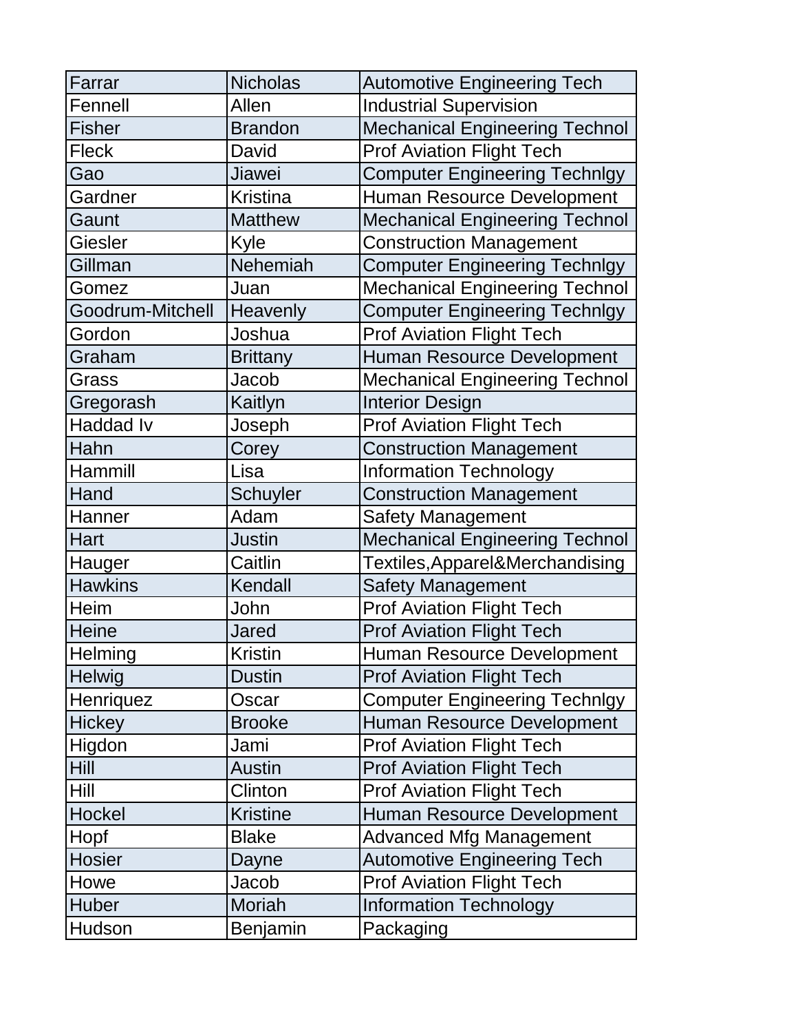| Farrar | Nicholas | Automotive Engineering Tech |
|---|---|---|
| Fennell | Allen | Industrial Supervision |
| Fisher | Brandon | Mechanical Engineering Technol |
| Fleck | David | Prof Aviation Flight Tech |
| Gao | Jiawei | Computer Engineering Technlgy |
| Gardner | Kristina | Human Resource Development |
| Gaunt | Matthew | Mechanical Engineering Technol |
| Giesler | Kyle | Construction Management |
| Gillman | Nehemiah | Computer Engineering Technlgy |
| Gomez | Juan | Mechanical Engineering Technol |
| Goodrum-Mitchell | Heavenly | Computer Engineering Technlgy |
| Gordon | Joshua | Prof Aviation Flight Tech |
| Graham | Brittany | Human Resource Development |
| Grass | Jacob | Mechanical Engineering Technol |
| Gregorash | Kaitlyn | Interior Design |
| Haddad Iv | Joseph | Prof Aviation Flight Tech |
| Hahn | Corey | Construction Management |
| Hammill | Lisa | Information Technology |
| Hand | Schuyler | Construction Management |
| Hanner | Adam | Safety Management |
| Hart | Justin | Mechanical Engineering Technol |
| Hauger | Caitlin | Textiles,Apparel&Merchandising |
| Hawkins | Kendall | Safety Management |
| Heim | John | Prof Aviation Flight Tech |
| Heine | Jared | Prof Aviation Flight Tech |
| Helming | Kristin | Human Resource Development |
| Helwig | Dustin | Prof Aviation Flight Tech |
| Henriquez | Oscar | Computer Engineering Technlgy |
| Hickey | Brooke | Human Resource Development |
| Higdon | Jami | Prof Aviation Flight Tech |
| Hill | Austin | Prof Aviation Flight Tech |
| Hill | Clinton | Prof Aviation Flight Tech |
| Hockel | Kristine | Human Resource Development |
| Hopf | Blake | Advanced Mfg Management |
| Hosier | Dayne | Automotive Engineering Tech |
| Howe | Jacob | Prof Aviation Flight Tech |
| Huber | Moriah | Information Technology |
| Hudson | Benjamin | Packaging |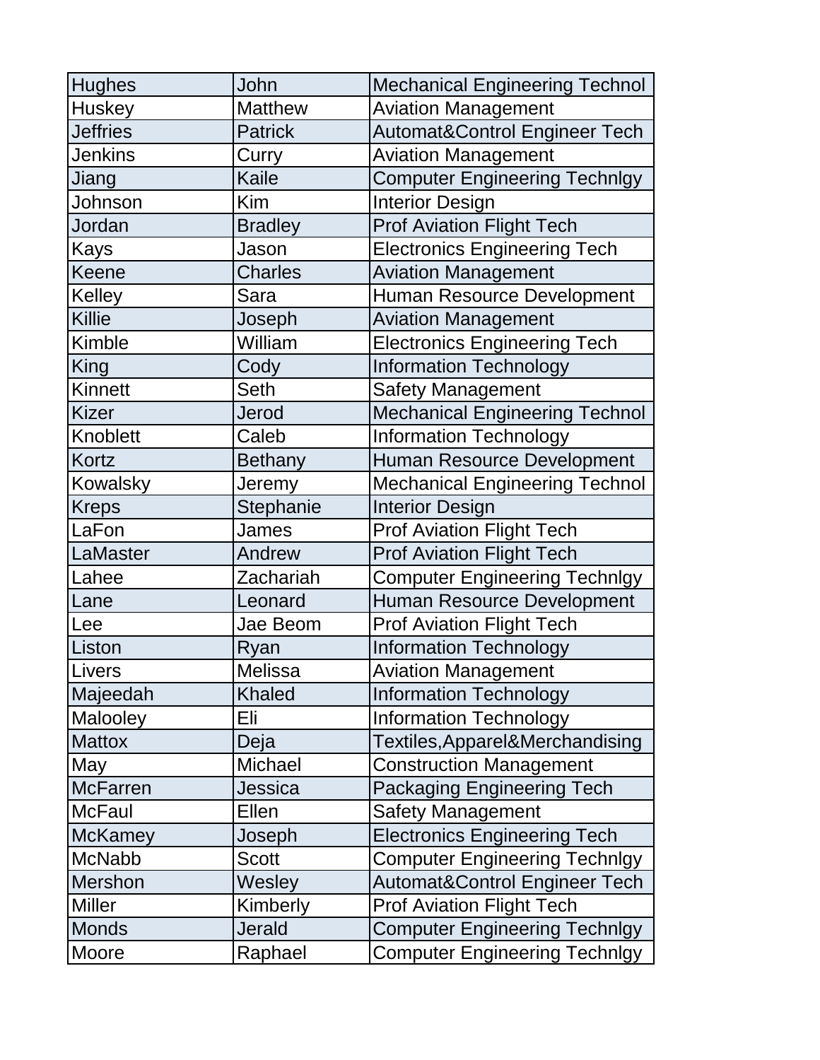| | | |
|---|---|---|
| Hughes | John | Mechanical Engineering Technol |
| Huskey | Matthew | Aviation Management |
| Jeffries | Patrick | Automat&Control Engineer Tech |
| Jenkins | Curry | Aviation Management |
| Jiang | Kaile | Computer Engineering Technlgy |
| Johnson | Kim | Interior Design |
| Jordan | Bradley | Prof Aviation Flight Tech |
| Kays | Jason | Electronics Engineering Tech |
| Keene | Charles | Aviation Management |
| Kelley | Sara | Human Resource Development |
| Killie | Joseph | Aviation Management |
| Kimble | William | Electronics Engineering Tech |
| King | Cody | Information Technology |
| Kinnett | Seth | Safety Management |
| Kizer | Jerod | Mechanical Engineering Technol |
| Knoblett | Caleb | Information Technology |
| Kortz | Bethany | Human Resource Development |
| Kowalsky | Jeremy | Mechanical Engineering Technol |
| Kreps | Stephanie | Interior Design |
| LaFon | James | Prof Aviation Flight Tech |
| LaMaster | Andrew | Prof Aviation Flight Tech |
| Lahee | Zachariah | Computer Engineering Technlgy |
| Lane | Leonard | Human Resource Development |
| Lee | Jae Beom | Prof Aviation Flight Tech |
| Liston | Ryan | Information Technology |
| Livers | Melissa | Aviation Management |
| Majeedah | Khaled | Information Technology |
| Malooley | Eli | Information Technology |
| Mattox | Deja | Textiles,Apparel&Merchandising |
| May | Michael | Construction Management |
| McFarren | Jessica | Packaging Engineering Tech |
| McFaul | Ellen | Safety Management |
| McKamey | Joseph | Electronics Engineering Tech |
| McNabb | Scott | Computer Engineering Technlgy |
| Mershon | Wesley | Automat&Control Engineer Tech |
| Miller | Kimberly | Prof Aviation Flight Tech |
| Monds | Jerald | Computer Engineering Technlgy |
| Moore | Raphael | Computer Engineering Technlgy |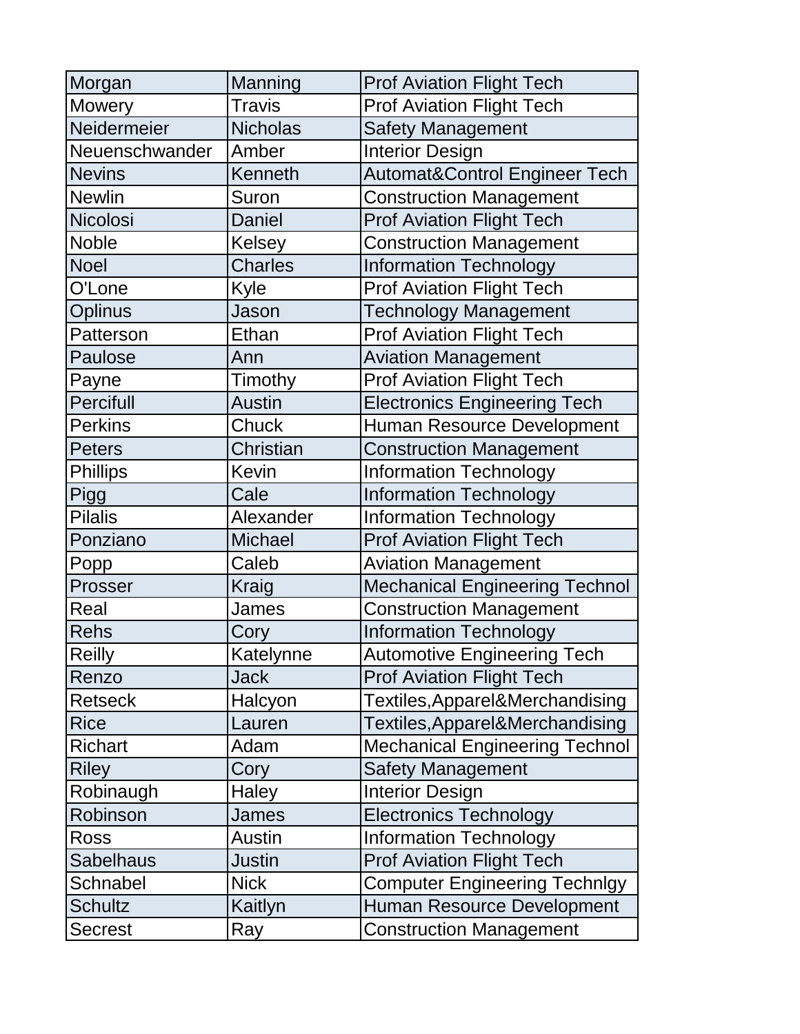| Morgan | Manning | Prof Aviation Flight Tech |
|---|---|---|
| Mowery | Travis | Prof Aviation Flight Tech |
| Neidermeier | Nicholas | Safety Management |
| Neuenschwander | Amber | Interior Design |
| Nevins | Kenneth | Automat&Control Engineer Tech |
| Newlin | Suron | Construction Management |
| Nicolosi | Daniel | Prof Aviation Flight Tech |
| Noble | Kelsey | Construction Management |
| Noel | Charles | Information Technology |
| O'Lone | Kyle | Prof Aviation Flight Tech |
| Oplinus | Jason | Technology Management |
| Patterson | Ethan | Prof Aviation Flight Tech |
| Paulose | Ann | Aviation Management |
| Payne | Timothy | Prof Aviation Flight Tech |
| Percifull | Austin | Electronics Engineering Tech |
| Perkins | Chuck | Human Resource Development |
| Peters | Christian | Construction Management |
| Phillips | Kevin | Information Technology |
| Pigg | Cale | Information Technology |
| Pilalis | Alexander | Information Technology |
| Ponziano | Michael | Prof Aviation Flight Tech |
| Popp | Caleb | Aviation Management |
| Prosser | Kraig | Mechanical Engineering Technol |
| Real | James | Construction Management |
| Rehs | Cory | Information Technology |
| Reilly | Katelynne | Automotive Engineering Tech |
| Renzo | Jack | Prof Aviation Flight Tech |
| Retseck | Halcyon | Textiles,Apparel&Merchandising |
| Rice | Lauren | Textiles,Apparel&Merchandising |
| Richart | Adam | Mechanical Engineering Technol |
| Riley | Cory | Safety Management |
| Robinaugh | Haley | Interior Design |
| Robinson | James | Electronics Technology |
| Ross | Austin | Information Technology |
| Sabelhaus | Justin | Prof Aviation Flight Tech |
| Schnabel | Nick | Computer Engineering Technlgy |
| Schultz | Kaitlyn | Human Resource Development |
| Secrest | Ray | Construction Management |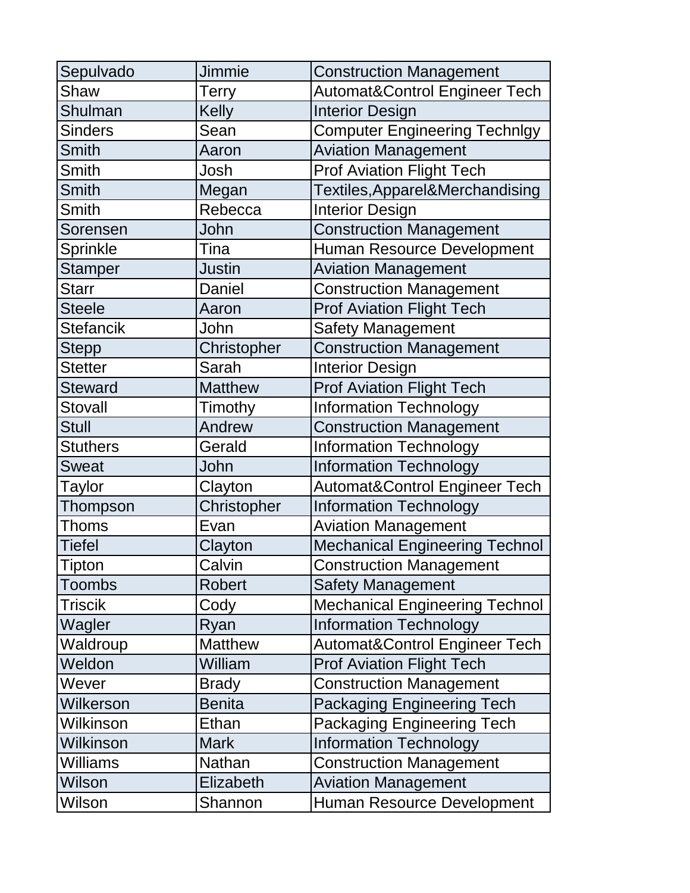| Sepulvado | Jimmie | Construction Management |
|---|---|---|
| Shaw | Terry | Automat&Control Engineer Tech |
| Shulman | Kelly | Interior Design |
| Sinders | Sean | Computer Engineering Technlgy |
| Smith | Aaron | Aviation Management |
| Smith | Josh | Prof Aviation Flight Tech |
| Smith | Megan | Textiles,Apparel&Merchandising |
| Smith | Rebecca | Interior Design |
| Sorensen | John | Construction Management |
| Sprinkle | Tina | Human Resource Development |
| Stamper | Justin | Aviation Management |
| Starr | Daniel | Construction Management |
| Steele | Aaron | Prof Aviation Flight Tech |
| Stefancik | John | Safety Management |
| Stepp | Christopher | Construction Management |
| Stetter | Sarah | Interior Design |
| Steward | Matthew | Prof Aviation Flight Tech |
| Stovall | Timothy | Information Technology |
| Stull | Andrew | Construction Management |
| Stuthers | Gerald | Information Technology |
| Sweat | John | Information Technology |
| Taylor | Clayton | Automat&Control Engineer Tech |
| Thompson | Christopher | Information Technology |
| Thoms | Evan | Aviation Management |
| Tiefel | Clayton | Mechanical Engineering Technol |
| Tipton | Calvin | Construction Management |
| Toombs | Robert | Safety Management |
| Triscik | Cody | Mechanical Engineering Technol |
| Wagler | Ryan | Information Technology |
| Waldroup | Matthew | Automat&Control Engineer Tech |
| Weldon | William | Prof Aviation Flight Tech |
| Wever | Brady | Construction Management |
| Wilkerson | Benita | Packaging Engineering Tech |
| Wilkinson | Ethan | Packaging Engineering Tech |
| Wilkinson | Mark | Information Technology |
| Williams | Nathan | Construction Management |
| Wilson | Elizabeth | Aviation Management |
| Wilson | Shannon | Human Resource Development |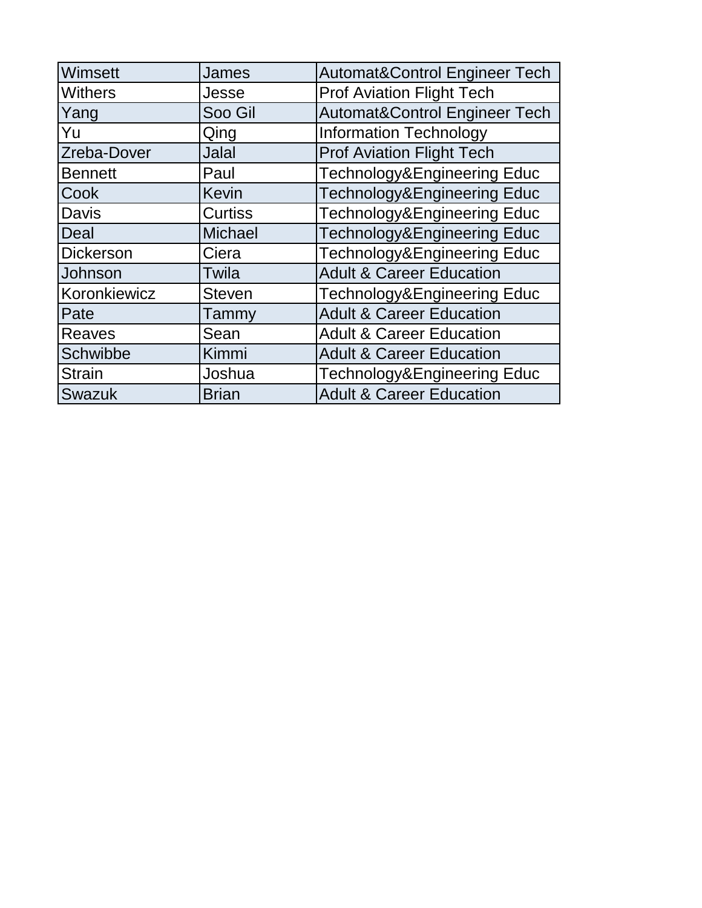| | | |
|---|---|---|
| Wimsett | James | Automat&Control Engineer Tech |
| Withers | Jesse | Prof Aviation Flight Tech |
| Yang | Soo Gil | Automat&Control Engineer Tech |
| Yu | Qing | Information Technology |
| Zreba-Dover | Jalal | Prof Aviation Flight Tech |
| Bennett | Paul | Technology&Engineering Educ |
| Cook | Kevin | Technology&Engineering Educ |
| Davis | Curtiss | Technology&Engineering Educ |
| Deal | Michael | Technology&Engineering Educ |
| Dickerson | Ciera | Technology&Engineering Educ |
| Johnson | Twila | Adult & Career Education |
| Koronkiewicz | Steven | Technology&Engineering Educ |
| Pate | Tammy | Adult & Career Education |
| Reaves | Sean | Adult & Career Education |
| Schwibbe | Kimmi | Adult & Career Education |
| Strain | Joshua | Technology&Engineering Educ |
| Swazuk | Brian | Adult & Career Education |